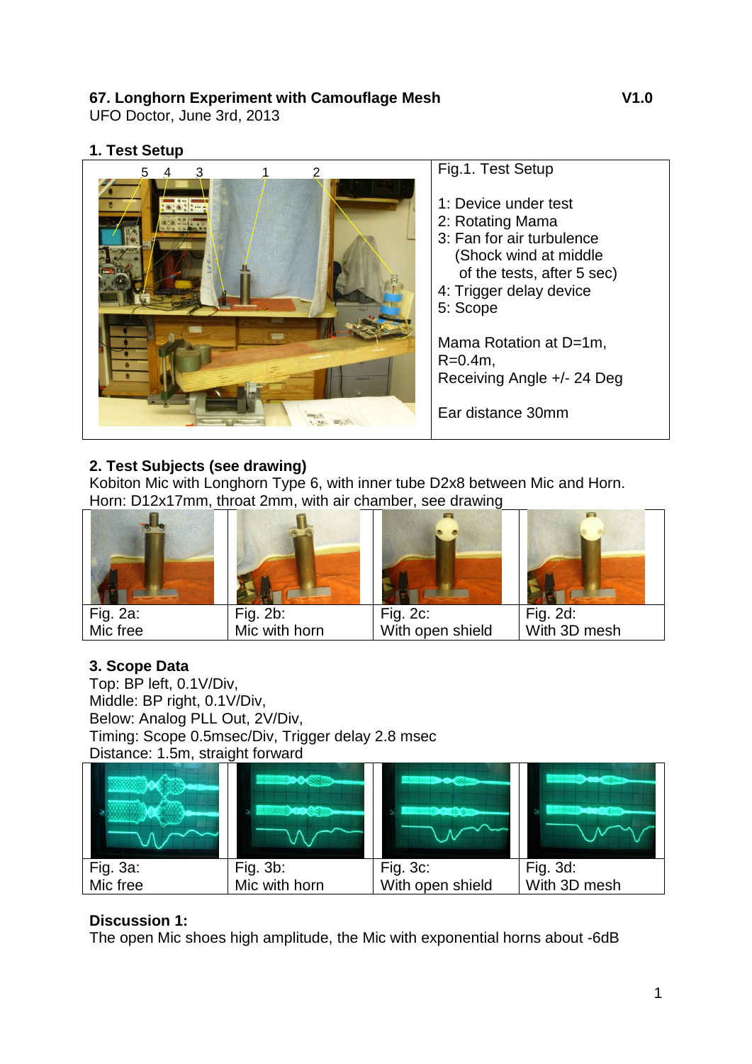# 67. Longhorn Experiment with Camouflage Mesh

**V1.0**

UFO Doctor, June 3rd, 2013

## 1. Test Setup

Fig.1. Test Setup

1: Device under test
2: Rotating Mama
3: Fan for air turbulence
(Shock wind at middle of the tests, after 5 sec)
4: Trigger delay device
5: Scope

Mama Rotation at D=1m, R=0.4m,
Receiving Angle +/- 24 Deg

Ear distance 30mm

## 2. Test Subjects (see drawing)

Kobiton Mic with Longhorn Type 6, with inner tube D2x8 between Mic and Horn.
Horn: D12x17mm, throat 2mm, with air chamber, see drawing

| Fig. 2a: Mic free | Fig. 2b: Mic with horn | Fig. 2c: With open shield | Fig. 2d: With 3D mesh |
|---|---|---|---|

## 3. Scope Data

Top: BP left, 0.1V/Div,
Middle: BP right, 0.1V/Div,
Below: Analog PLL Out, 2V/Div,
Timing: Scope 0.5msec/Div, Trigger delay 2.8 msec
Distance: 1.5m, straight forward

| Fig. 3a: Mic free | Fig. 3b: Mic with horn | Fig. 3c: With open shield | Fig. 3d: With 3D mesh |
|---|---|---|---|

**Discussion 1:**
The open Mic shoes high amplitude, the Mic with exponential horns about -6dB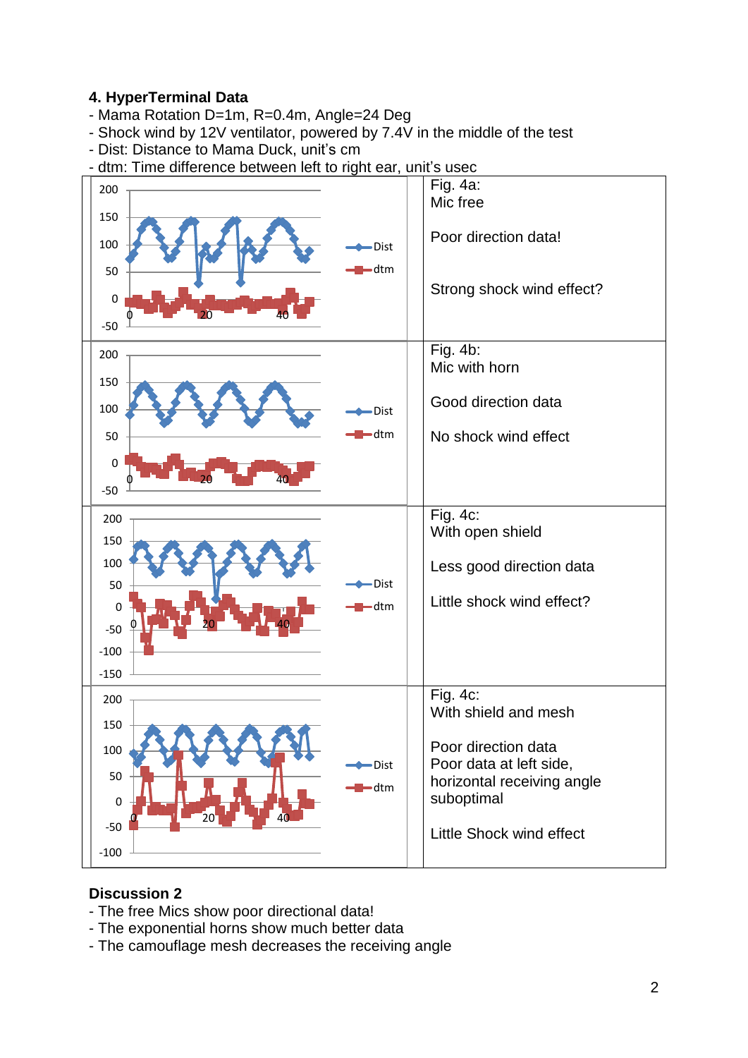### 4. HyperTerminal Data

- Mama Rotation D=1m, R=0.4m, Angle=24 Deg
- Shock wind by 12V ventilator, powered by 7.4V in the middle of the test
- Dist: Distance to Mama Duck, unit's cm
- dtm: Time difference between left to right ear, unit's usec

| Chart | Description |
|---|---|
| | Fig. 4a:<br>Mic free<br><br>Poor direction data!<br><br>Strong shock wind effect? |
| | Fig. 4b:<br>Mic with horn<br><br>Good direction data<br><br>No shock wind effect |
| | Fig. 4c:<br>With open shield<br><br>Less good direction data<br><br>Little shock wind effect? |
| | Fig. 4c:<br>With shield and mesh<br><br>Poor direction data<br>Poor data at left side, horizontal receiving angle suboptimal<br><br>Little Shock wind effect |

### Discussion 2

- The free Mics show poor directional data!
- The exponential horns show much better data
- The camouflage mesh decreases the receiving angle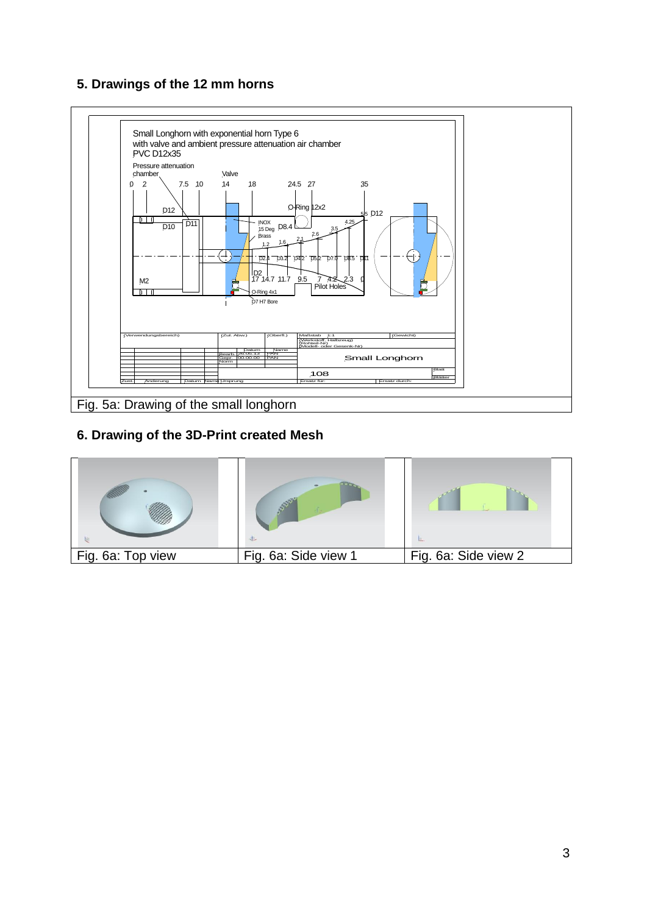## 5. Drawings of the 12 mm horns

Small Longhorn with exponential horn Type 6
with valve and ambient pressure attenuation air chamber
PVC D12x35

Pressure attenuation chamber

Valve

0 2 7.5 10 14 18 24.5 27 35

O-Ring 12x2

D12

D12

D10

D11

INOX 15 Deg

Brass

D8.4

1.2 1.6 2.1 2.6 3.5 4.25 5.5

D2.4 D3.2 D4.2 D5.2 D7.0 D8.5 D11

D2

17 14.7 11.7 9.5 7 4.2 2.3 0

Pilot Holes

M2

O-Ring 4x1

D7 H7 Bore

Maßstab 1:1

Small Longhorn

108

Fig. 5a: Drawing of the small longhorn

## 6. Drawing of the 3D-Print created Mesh

| Fig. 6a: Top view | Fig. 6a: Side view 1 | Fig. 6a: Side view 2 |
|---|---|---|